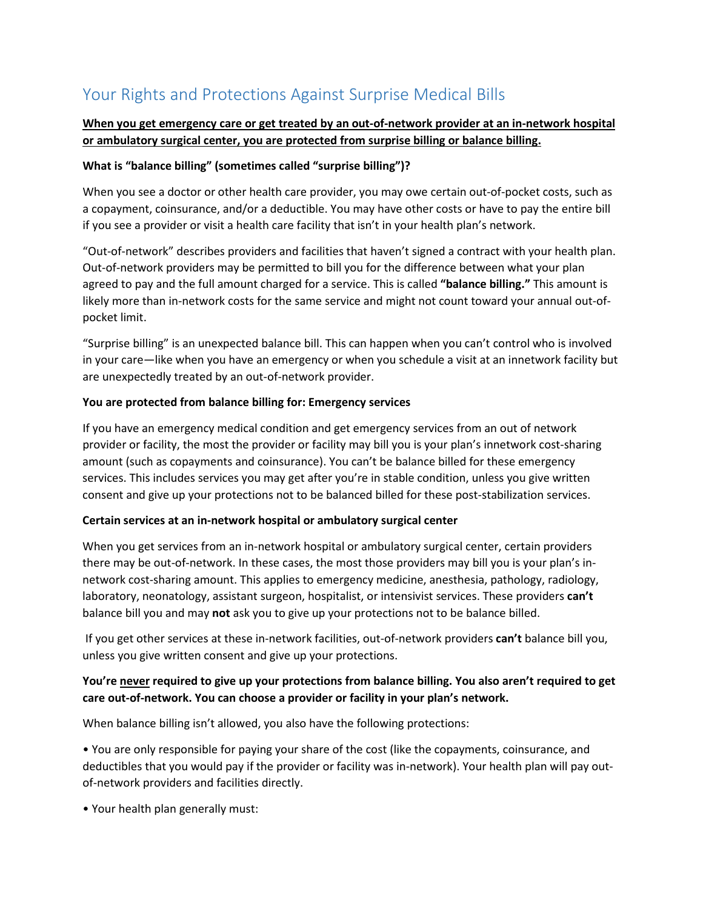# Your Rights and Protections Against Surprise Medical Bills

<u>**When you get emergency care or get treated by an out-of-network provider at an in-network hospital or ambulatory surgical center, you are protected from surprise billing or balance billing.**</u>

**What is "balance billing" (sometimes called "surprise billing")?**

When you see a doctor or other health care provider, you may owe certain out-of-pocket costs, such as a copayment, coinsurance, and/or a deductible. You may have other costs or have to pay the entire bill if you see a provider or visit a health care facility that isn't in your health plan's network.

"Out-of-network" describes providers and facilities that haven't signed a contract with your health plan. Out-of-network providers may be permitted to bill you for the difference between what your plan agreed to pay and the full amount charged for a service. This is called **"balance billing."** This amount is likely more than in-network costs for the same service and might not count toward your annual out-of-pocket limit.

"Surprise billing" is an unexpected balance bill. This can happen when you can't control who is involved in your care—like when you have an emergency or when you schedule a visit at an innetwork facility but are unexpectedly treated by an out-of-network provider.

**You are protected from balance billing for: Emergency services**

If you have an emergency medical condition and get emergency services from an out of network provider or facility, the most the provider or facility may bill you is your plan's innetwork cost-sharing amount (such as copayments and coinsurance). You can't be balance billed for these emergency services. This includes services you may get after you're in stable condition, unless you give written consent and give up your protections not to be balanced billed for these post-stabilization services.

**Certain services at an in-network hospital or ambulatory surgical center**

When you get services from an in-network hospital or ambulatory surgical center, certain providers there may be out-of-network. In these cases, the most those providers may bill you is your plan's in-network cost-sharing amount. This applies to emergency medicine, anesthesia, pathology, radiology, laboratory, neonatology, assistant surgeon, hospitalist, or intensivist services. These providers **can't** balance bill you and may **not** ask you to give up your protections not to be balance billed.

If you get other services at these in-network facilities, out-of-network providers **can't** balance bill you, unless you give written consent and give up your protections.

**You're <u>never</u> required to give up your protections from balance billing. You also aren't required to get care out-of-network. You can choose a provider or facility in your plan's network.**

When balance billing isn't allowed, you also have the following protections:

- You are only responsible for paying your share of the cost (like the copayments, coinsurance, and deductibles that you would pay if the provider or facility was in-network). Your health plan will pay out-of-network providers and facilities directly.
- Your health plan generally must: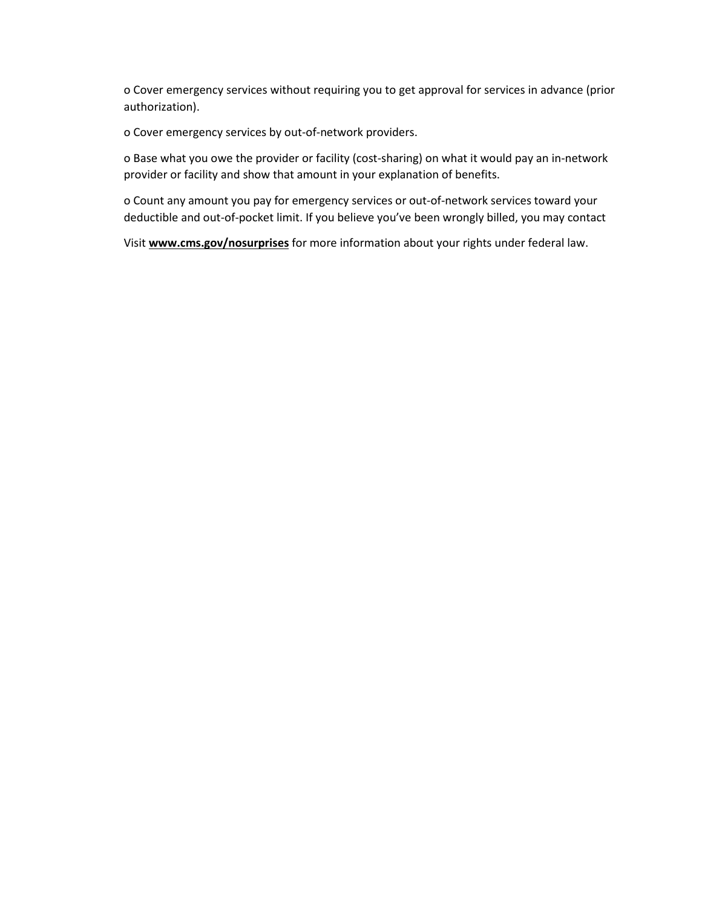o Cover emergency services without requiring you to get approval for services in advance (prior authorization).

o Cover emergency services by out-of-network providers.

o Base what you owe the provider or facility (cost-sharing) on what it would pay an in-network provider or facility and show that amount in your explanation of benefits.

o Count any amount you pay for emergency services or out-of-network services toward your deductible and out-of-pocket limit. If you believe you've been wrongly billed, you may contact

Visit **www.cms.gov/nosurprises** for more information about your rights under federal law.